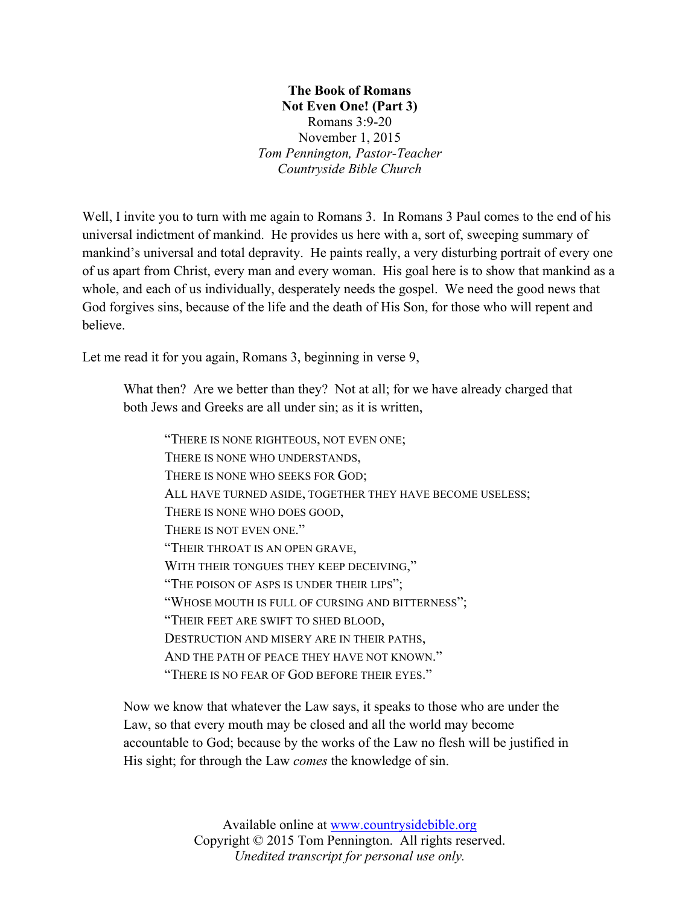**The Book of Romans**
**Not Even One! (Part 3)**
Romans 3:9-20
November 1, 2015
*Tom Pennington, Pastor-Teacher*
*Countryside Bible Church*

Well, I invite you to turn with me again to Romans 3. In Romans 3 Paul comes to the end of his universal indictment of mankind. He provides us here with a, sort of, sweeping summary of mankind's universal and total depravity. He paints really, a very disturbing portrait of every one of us apart from Christ, every man and every woman. His goal here is to show that mankind as a whole, and each of us individually, desperately needs the gospel. We need the good news that God forgives sins, because of the life and the death of His Son, for those who will repent and believe.

Let me read it for you again, Romans 3, beginning in verse 9,

> What then? Are we better than they? Not at all; for we have already charged that both Jews and Greeks are all under sin; as it is written,
>
> > "THERE IS NONE RIGHTEOUS, NOT EVEN ONE;
> > THERE IS NONE WHO UNDERSTANDS,
> > THERE IS NONE WHO SEEKS FOR GOD;
> > ALL HAVE TURNED ASIDE, TOGETHER THEY HAVE BECOME USELESS;
> > THERE IS NONE WHO DOES GOOD,
> > THERE IS NOT EVEN ONE."
> > "THEIR THROAT IS AN OPEN GRAVE,
> > WITH THEIR TONGUES THEY KEEP DECEIVING,"
> > "THE POISON OF ASPS IS UNDER THEIR LIPS";
> > "WHOSE MOUTH IS FULL OF CURSING AND BITTERNESS";
> > "THEIR FEET ARE SWIFT TO SHED BLOOD,
> > DESTRUCTION AND MISERY ARE IN THEIR PATHS,
> > AND THE PATH OF PEACE THEY HAVE NOT KNOWN."
> > "THERE IS NO FEAR OF GOD BEFORE THEIR EYES."
>
> Now we know that whatever the Law says, it speaks to those who are under the Law, so that every mouth may be closed and all the world may become accountable to God; because by the works of the Law no flesh will be justified in His sight; for through the Law *comes* the knowledge of sin.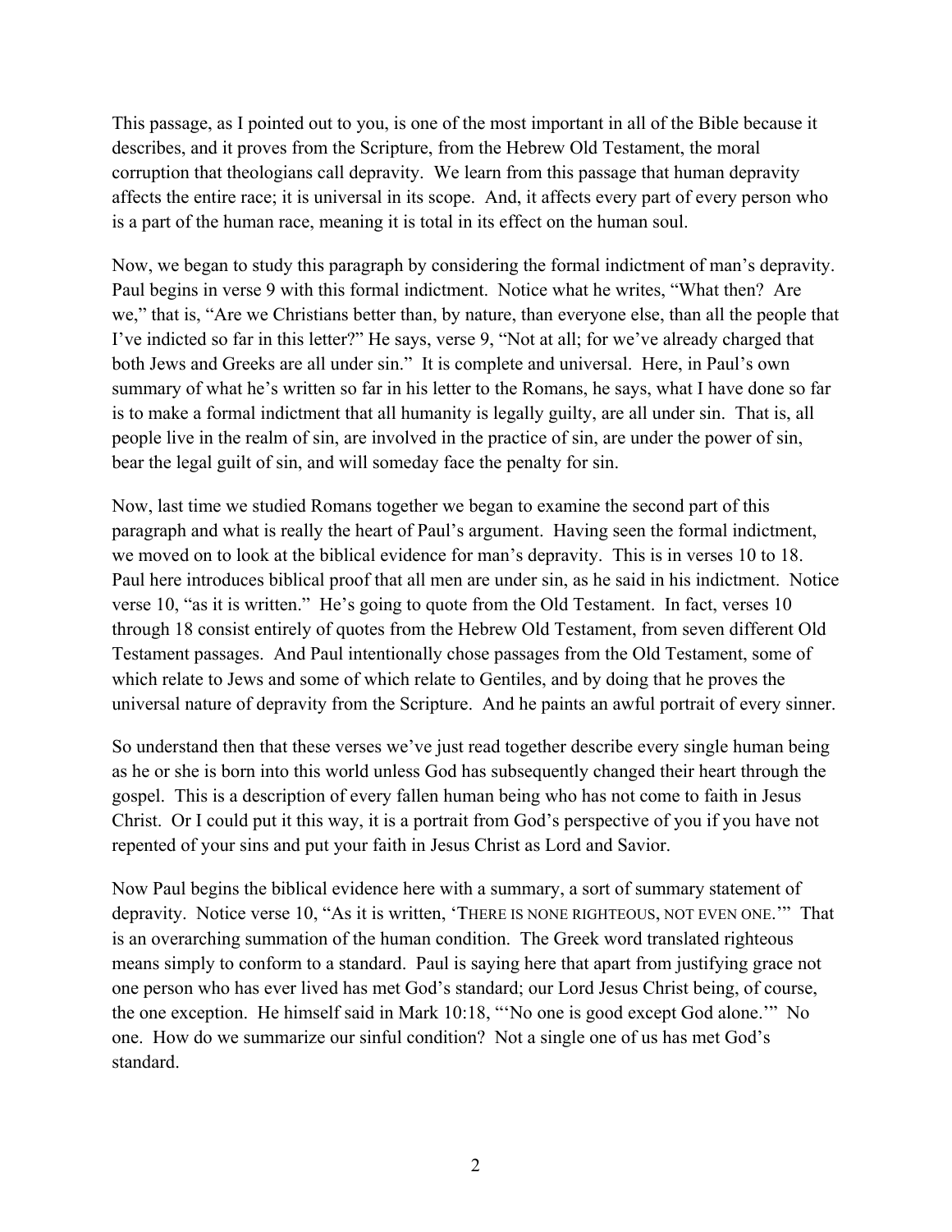This passage, as I pointed out to you, is one of the most important in all of the Bible because it describes, and it proves from the Scripture, from the Hebrew Old Testament, the moral corruption that theologians call depravity. We learn from this passage that human depravity affects the entire race; it is universal in its scope. And, it affects every part of every person who is a part of the human race, meaning it is total in its effect on the human soul.

Now, we began to study this paragraph by considering the formal indictment of man's depravity. Paul begins in verse 9 with this formal indictment. Notice what he writes, "What then? Are we," that is, "Are we Christians better than, by nature, than everyone else, than all the people that I've indicted so far in this letter?" He says, verse 9, "Not at all; for we've already charged that both Jews and Greeks are all under sin." It is complete and universal. Here, in Paul's own summary of what he's written so far in his letter to the Romans, he says, what I have done so far is to make a formal indictment that all humanity is legally guilty, are all under sin. That is, all people live in the realm of sin, are involved in the practice of sin, are under the power of sin, bear the legal guilt of sin, and will someday face the penalty for sin.

Now, last time we studied Romans together we began to examine the second part of this paragraph and what is really the heart of Paul's argument. Having seen the formal indictment, we moved on to look at the biblical evidence for man's depravity. This is in verses 10 to 18. Paul here introduces biblical proof that all men are under sin, as he said in his indictment. Notice verse 10, "as it is written." He's going to quote from the Old Testament. In fact, verses 10 through 18 consist entirely of quotes from the Hebrew Old Testament, from seven different Old Testament passages. And Paul intentionally chose passages from the Old Testament, some of which relate to Jews and some of which relate to Gentiles, and by doing that he proves the universal nature of depravity from the Scripture. And he paints an awful portrait of every sinner.

So understand then that these verses we've just read together describe every single human being as he or she is born into this world unless God has subsequently changed their heart through the gospel. This is a description of every fallen human being who has not come to faith in Jesus Christ. Or I could put it this way, it is a portrait from God's perspective of you if you have not repented of your sins and put your faith in Jesus Christ as Lord and Savior.

Now Paul begins the biblical evidence here with a summary, a sort of summary statement of depravity. Notice verse 10, "As it is written, 'THERE IS NONE RIGHTEOUS, NOT EVEN ONE.'" That is an overarching summation of the human condition. The Greek word translated righteous means simply to conform to a standard. Paul is saying here that apart from justifying grace not one person who has ever lived has met God's standard; our Lord Jesus Christ being, of course, the one exception. He himself said in Mark 10:18, "'No one is good except God alone.'" No one. How do we summarize our sinful condition? Not a single one of us has met God's standard.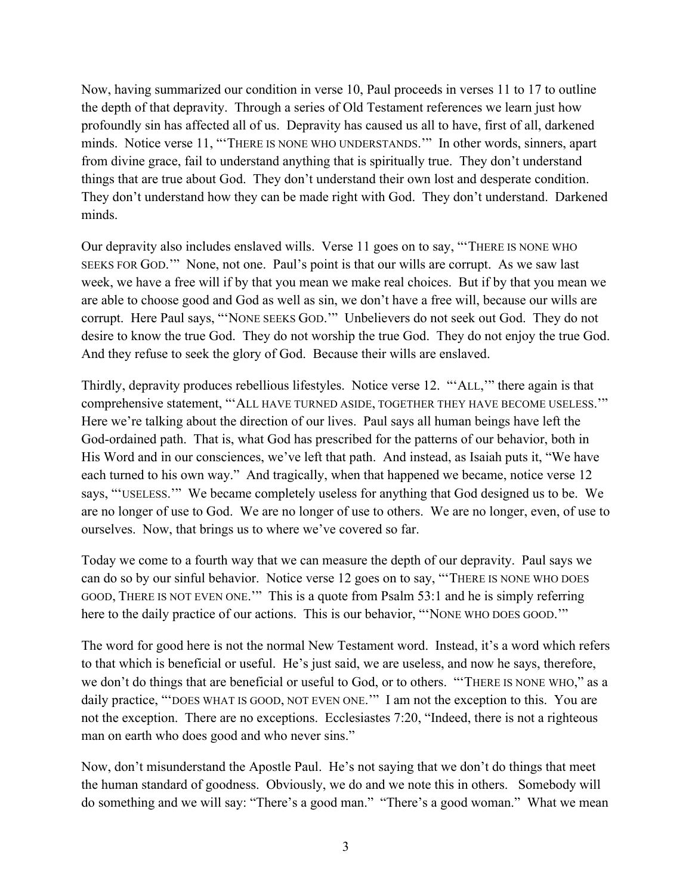Now, having summarized our condition in verse 10, Paul proceeds in verses 11 to 17 to outline the depth of that depravity. Through a series of Old Testament references we learn just how profoundly sin has affected all of us. Depravity has caused us all to have, first of all, darkened minds. Notice verse 11, "'THERE IS NONE WHO UNDERSTANDS.'" In other words, sinners, apart from divine grace, fail to understand anything that is spiritually true. They don't understand things that are true about God. They don't understand their own lost and desperate condition. They don't understand how they can be made right with God. They don't understand. Darkened minds.

Our depravity also includes enslaved wills. Verse 11 goes on to say, "'THERE IS NONE WHO SEEKS FOR GOD.'" None, not one. Paul's point is that our wills are corrupt. As we saw last week, we have a free will if by that you mean we make real choices. But if by that you mean we are able to choose good and God as well as sin, we don't have a free will, because our wills are corrupt. Here Paul says, "'NONE SEEKS GOD.'" Unbelievers do not seek out God. They do not desire to know the true God. They do not worship the true God. They do not enjoy the true God. And they refuse to seek the glory of God. Because their wills are enslaved.

Thirdly, depravity produces rebellious lifestyles. Notice verse 12. "'ALL,'" there again is that comprehensive statement, "'ALL HAVE TURNED ASIDE, TOGETHER THEY HAVE BECOME USELESS.'" Here we're talking about the direction of our lives. Paul says all human beings have left the God-ordained path. That is, what God has prescribed for the patterns of our behavior, both in His Word and in our consciences, we've left that path. And instead, as Isaiah puts it, "We have each turned to his own way." And tragically, when that happened we became, notice verse 12 says, "'USELESS.'" We became completely useless for anything that God designed us to be. We are no longer of use to God. We are no longer of use to others. We are no longer, even, of use to ourselves. Now, that brings us to where we've covered so far.

Today we come to a fourth way that we can measure the depth of our depravity. Paul says we can do so by our sinful behavior. Notice verse 12 goes on to say, "'THERE IS NONE WHO DOES GOOD, THERE IS NOT EVEN ONE.'" This is a quote from Psalm 53:1 and he is simply referring here to the daily practice of our actions. This is our behavior, "'NONE WHO DOES GOOD.'"

The word for good here is not the normal New Testament word. Instead, it's a word which refers to that which is beneficial or useful. He's just said, we are useless, and now he says, therefore, we don't do things that are beneficial or useful to God, or to others. "'THERE IS NONE WHO," as a daily practice, "'DOES WHAT IS GOOD, NOT EVEN ONE.'" I am not the exception to this. You are not the exception. There are no exceptions. Ecclesiastes 7:20, "Indeed, there is not a righteous man on earth who does good and who never sins."

Now, don't misunderstand the Apostle Paul. He's not saying that we don't do things that meet the human standard of goodness. Obviously, we do and we note this in others. Somebody will do something and we will say: "There's a good man." "There's a good woman." What we mean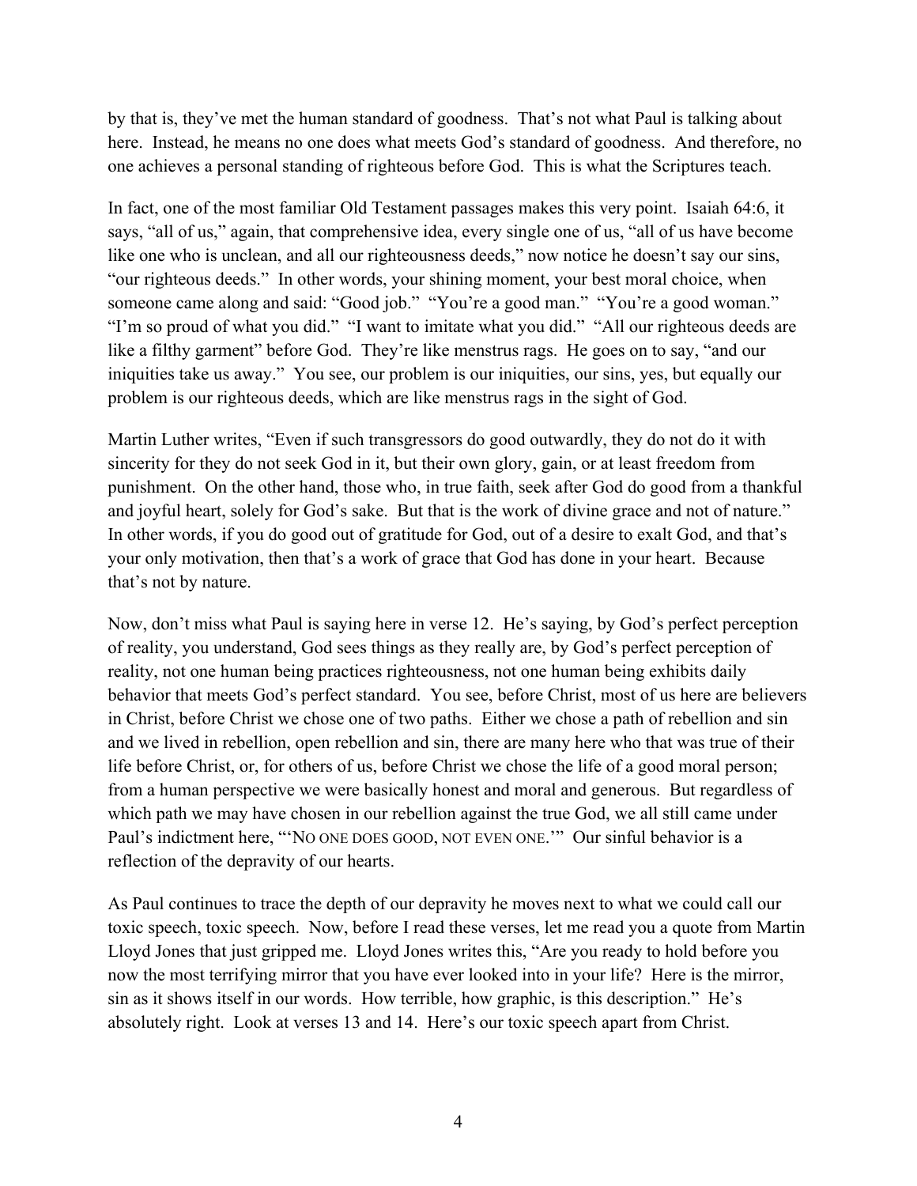by that is, they've met the human standard of goodness. That's not what Paul is talking about here. Instead, he means no one does what meets God's standard of goodness. And therefore, no one achieves a personal standing of righteous before God. This is what the Scriptures teach.

In fact, one of the most familiar Old Testament passages makes this very point. Isaiah 64:6, it says, "all of us," again, that comprehensive idea, every single one of us, "all of us have become like one who is unclean, and all our righteousness deeds," now notice he doesn't say our sins, "our righteous deeds." In other words, your shining moment, your best moral choice, when someone came along and said: "Good job." "You're a good man." "You're a good woman." "I'm so proud of what you did." "I want to imitate what you did." "All our righteous deeds are like a filthy garment" before God. They're like menstrus rags. He goes on to say, "and our iniquities take us away." You see, our problem is our iniquities, our sins, yes, but equally our problem is our righteous deeds, which are like menstrus rags in the sight of God.

Martin Luther writes, "Even if such transgressors do good outwardly, they do not do it with sincerity for they do not seek God in it, but their own glory, gain, or at least freedom from punishment. On the other hand, those who, in true faith, seek after God do good from a thankful and joyful heart, solely for God's sake. But that is the work of divine grace and not of nature." In other words, if you do good out of gratitude for God, out of a desire to exalt God, and that's your only motivation, then that's a work of grace that God has done in your heart. Because that's not by nature.

Now, don't miss what Paul is saying here in verse 12. He's saying, by God's perfect perception of reality, you understand, God sees things as they really are, by God's perfect perception of reality, not one human being practices righteousness, not one human being exhibits daily behavior that meets God's perfect standard. You see, before Christ, most of us here are believers in Christ, before Christ we chose one of two paths. Either we chose a path of rebellion and sin and we lived in rebellion, open rebellion and sin, there are many here who that was true of their life before Christ, or, for others of us, before Christ we chose the life of a good moral person; from a human perspective we were basically honest and moral and generous. But regardless of which path we may have chosen in our rebellion against the true God, we all still came under Paul's indictment here, "'NO ONE DOES GOOD, NOT EVEN ONE.'" Our sinful behavior is a reflection of the depravity of our hearts.

As Paul continues to trace the depth of our depravity he moves next to what we could call our toxic speech, toxic speech. Now, before I read these verses, let me read you a quote from Martin Lloyd Jones that just gripped me. Lloyd Jones writes this, "Are you ready to hold before you now the most terrifying mirror that you have ever looked into in your life? Here is the mirror, sin as it shows itself in our words. How terrible, how graphic, is this description." He's absolutely right. Look at verses 13 and 14. Here's our toxic speech apart from Christ.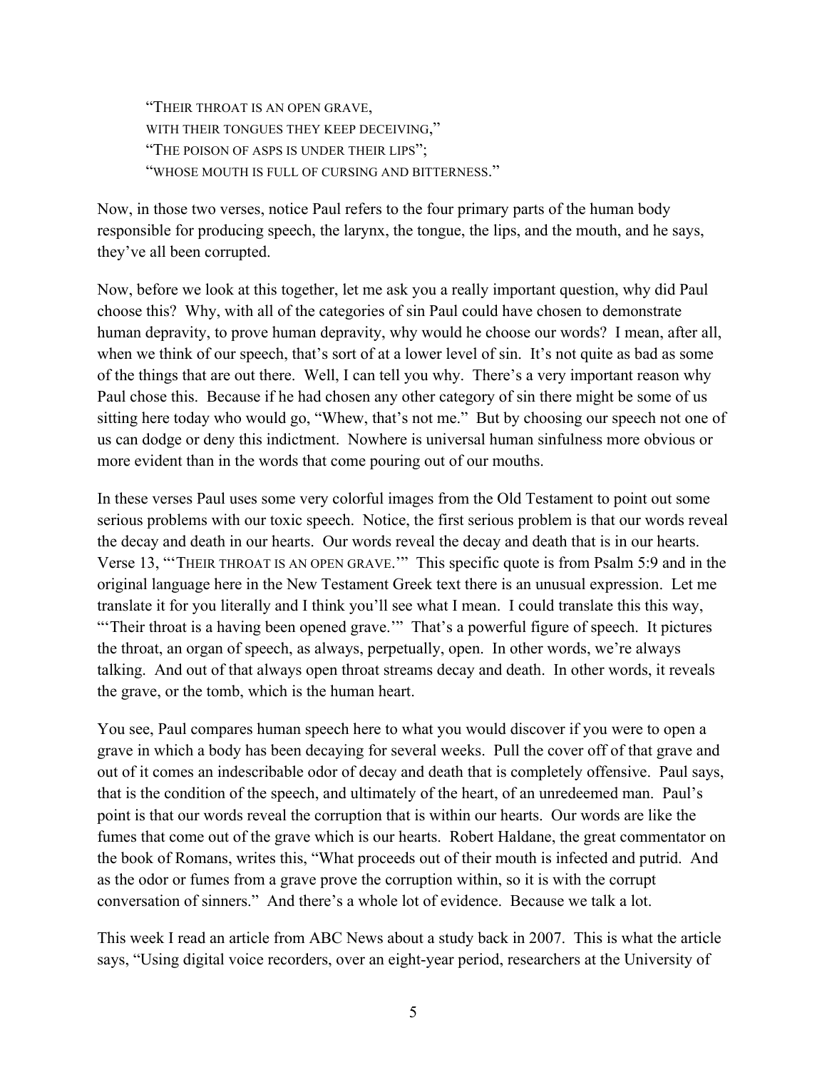> "THEIR THROAT IS AN OPEN GRAVE,
> WITH THEIR TONGUES THEY KEEP DECEIVING,"
> "THE POISON OF ASPS IS UNDER THEIR LIPS";
> "WHOSE MOUTH IS FULL OF CURSING AND BITTERNESS."

Now, in those two verses, notice Paul refers to the four primary parts of the human body responsible for producing speech, the larynx, the tongue, the lips, and the mouth, and he says, they've all been corrupted.

Now, before we look at this together, let me ask you a really important question, why did Paul choose this? Why, with all of the categories of sin Paul could have chosen to demonstrate human depravity, to prove human depravity, why would he choose our words? I mean, after all, when we think of our speech, that's sort of at a lower level of sin. It's not quite as bad as some of the things that are out there. Well, I can tell you why. There's a very important reason why Paul chose this. Because if he had chosen any other category of sin there might be some of us sitting here today who would go, "Whew, that's not me." But by choosing our speech not one of us can dodge or deny this indictment. Nowhere is universal human sinfulness more obvious or more evident than in the words that come pouring out of our mouths.

In these verses Paul uses some very colorful images from the Old Testament to point out some serious problems with our toxic speech. Notice, the first serious problem is that our words reveal the decay and death in our hearts. Our words reveal the decay and death that is in our hearts. Verse 13, "'THEIR THROAT IS AN OPEN GRAVE.'" This specific quote is from Psalm 5:9 and in the original language here in the New Testament Greek text there is an unusual expression. Let me translate it for you literally and I think you'll see what I mean. I could translate this this way, "'Their throat is a having been opened grave.'" That's a powerful figure of speech. It pictures the throat, an organ of speech, as always, perpetually, open. In other words, we're always talking. And out of that always open throat streams decay and death. In other words, it reveals the grave, or the tomb, which is the human heart.

You see, Paul compares human speech here to what you would discover if you were to open a grave in which a body has been decaying for several weeks. Pull the cover off of that grave and out of it comes an indescribable odor of decay and death that is completely offensive. Paul says, that is the condition of the speech, and ultimately of the heart, of an unredeemed man. Paul's point is that our words reveal the corruption that is within our hearts. Our words are like the fumes that come out of the grave which is our hearts. Robert Haldane, the great commentator on the book of Romans, writes this, "What proceeds out of their mouth is infected and putrid. And as the odor or fumes from a grave prove the corruption within, so it is with the corrupt conversation of sinners." And there's a whole lot of evidence. Because we talk a lot.

This week I read an article from ABC News about a study back in 2007. This is what the article says, "Using digital voice recorders, over an eight-year period, researchers at the University of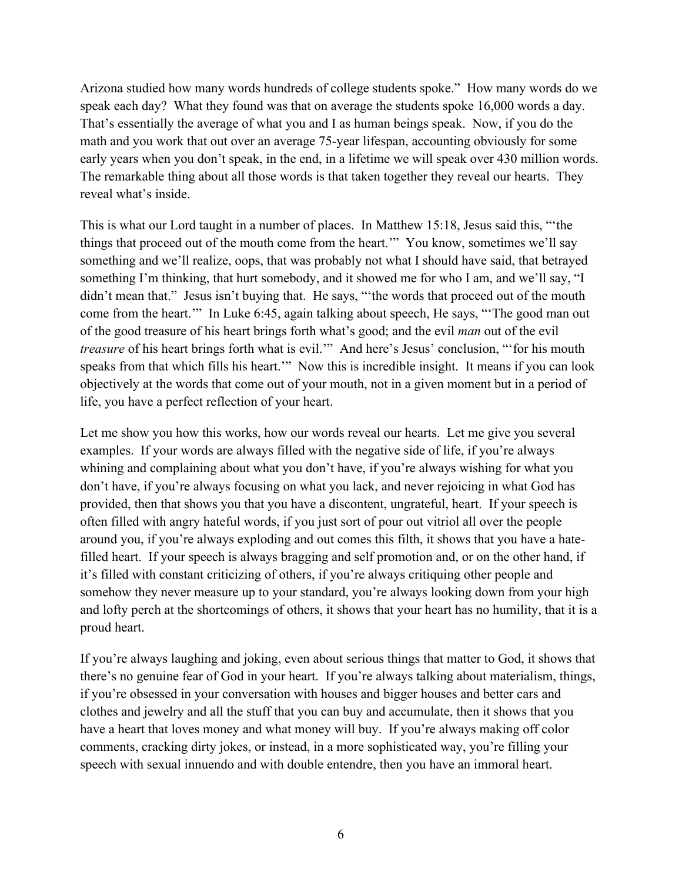Arizona studied how many words hundreds of college students spoke." How many words do we speak each day? What they found was that on average the students spoke 16,000 words a day. That's essentially the average of what you and I as human beings speak. Now, if you do the math and you work that out over an average 75-year lifespan, accounting obviously for some early years when you don't speak, in the end, in a lifetime we will speak over 430 million words. The remarkable thing about all those words is that taken together they reveal our hearts. They reveal what's inside.

This is what our Lord taught in a number of places. In Matthew 15:18, Jesus said this, "'the things that proceed out of the mouth come from the heart.'" You know, sometimes we'll say something and we'll realize, oops, that was probably not what I should have said, that betrayed something I'm thinking, that hurt somebody, and it showed me for who I am, and we'll say, "I didn't mean that." Jesus isn't buying that. He says, "'the words that proceed out of the mouth come from the heart.'" In Luke 6:45, again talking about speech, He says, "'The good man out of the good treasure of his heart brings forth what's good; and the evil *man* out of the evil *treasure* of his heart brings forth what is evil.'" And here's Jesus' conclusion, "'for his mouth speaks from that which fills his heart.'" Now this is incredible insight. It means if you can look objectively at the words that come out of your mouth, not in a given moment but in a period of life, you have a perfect reflection of your heart.

Let me show you how this works, how our words reveal our hearts. Let me give you several examples. If your words are always filled with the negative side of life, if you're always whining and complaining about what you don't have, if you're always wishing for what you don't have, if you're always focusing on what you lack, and never rejoicing in what God has provided, then that shows you that you have a discontent, ungrateful, heart. If your speech is often filled with angry hateful words, if you just sort of pour out vitriol all over the people around you, if you're always exploding and out comes this filth, it shows that you have a hate-filled heart. If your speech is always bragging and self promotion and, or on the other hand, if it's filled with constant criticizing of others, if you're always critiquing other people and somehow they never measure up to your standard, you're always looking down from your high and lofty perch at the shortcomings of others, it shows that your heart has no humility, that it is a proud heart.

If you're always laughing and joking, even about serious things that matter to God, it shows that there's no genuine fear of God in your heart. If you're always talking about materialism, things, if you're obsessed in your conversation with houses and bigger houses and better cars and clothes and jewelry and all the stuff that you can buy and accumulate, then it shows that you have a heart that loves money and what money will buy. If you're always making off color comments, cracking dirty jokes, or instead, in a more sophisticated way, you're filling your speech with sexual innuendo and with double entendre, then you have an immoral heart.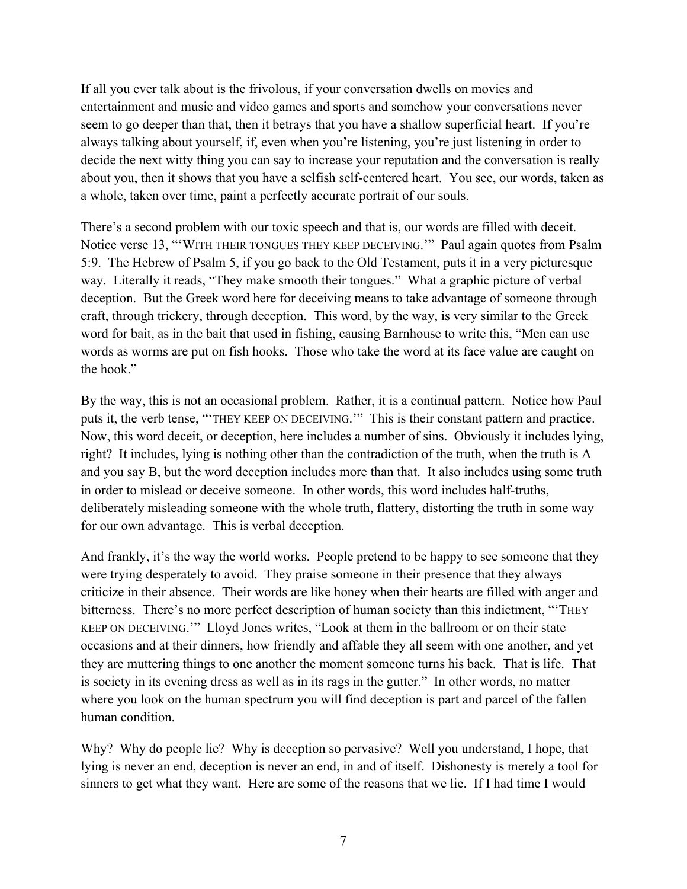If all you ever talk about is the frivolous, if your conversation dwells on movies and entertainment and music and video games and sports and somehow your conversations never seem to go deeper than that, then it betrays that you have a shallow superficial heart. If you're always talking about yourself, if, even when you're listening, you're just listening in order to decide the next witty thing you can say to increase your reputation and the conversation is really about you, then it shows that you have a selfish self-centered heart. You see, our words, taken as a whole, taken over time, paint a perfectly accurate portrait of our souls.

There's a second problem with our toxic speech and that is, our words are filled with deceit. Notice verse 13, "'WITH THEIR TONGUES THEY KEEP DECEIVING.'" Paul again quotes from Psalm 5:9. The Hebrew of Psalm 5, if you go back to the Old Testament, puts it in a very picturesque way. Literally it reads, "They make smooth their tongues." What a graphic picture of verbal deception. But the Greek word here for deceiving means to take advantage of someone through craft, through trickery, through deception. This word, by the way, is very similar to the Greek word for bait, as in the bait that used in fishing, causing Barnhouse to write this, "Men can use words as worms are put on fish hooks. Those who take the word at its face value are caught on the hook."

By the way, this is not an occasional problem. Rather, it is a continual pattern. Notice how Paul puts it, the verb tense, "'THEY KEEP ON DECEIVING.'" This is their constant pattern and practice. Now, this word deceit, or deception, here includes a number of sins. Obviously it includes lying, right? It includes, lying is nothing other than the contradiction of the truth, when the truth is A and you say B, but the word deception includes more than that. It also includes using some truth in order to mislead or deceive someone. In other words, this word includes half-truths, deliberately misleading someone with the whole truth, flattery, distorting the truth in some way for our own advantage. This is verbal deception.

And frankly, it's the way the world works. People pretend to be happy to see someone that they were trying desperately to avoid. They praise someone in their presence that they always criticize in their absence. Their words are like honey when their hearts are filled with anger and bitterness. There's no more perfect description of human society than this indictment, "'THEY KEEP ON DECEIVING.'" Lloyd Jones writes, "Look at them in the ballroom or on their state occasions and at their dinners, how friendly and affable they all seem with one another, and yet they are muttering things to one another the moment someone turns his back. That is life. That is society in its evening dress as well as in its rags in the gutter." In other words, no matter where you look on the human spectrum you will find deception is part and parcel of the fallen human condition.

Why? Why do people lie? Why is deception so pervasive? Well you understand, I hope, that lying is never an end, deception is never an end, in and of itself. Dishonesty is merely a tool for sinners to get what they want. Here are some of the reasons that we lie. If I had time I would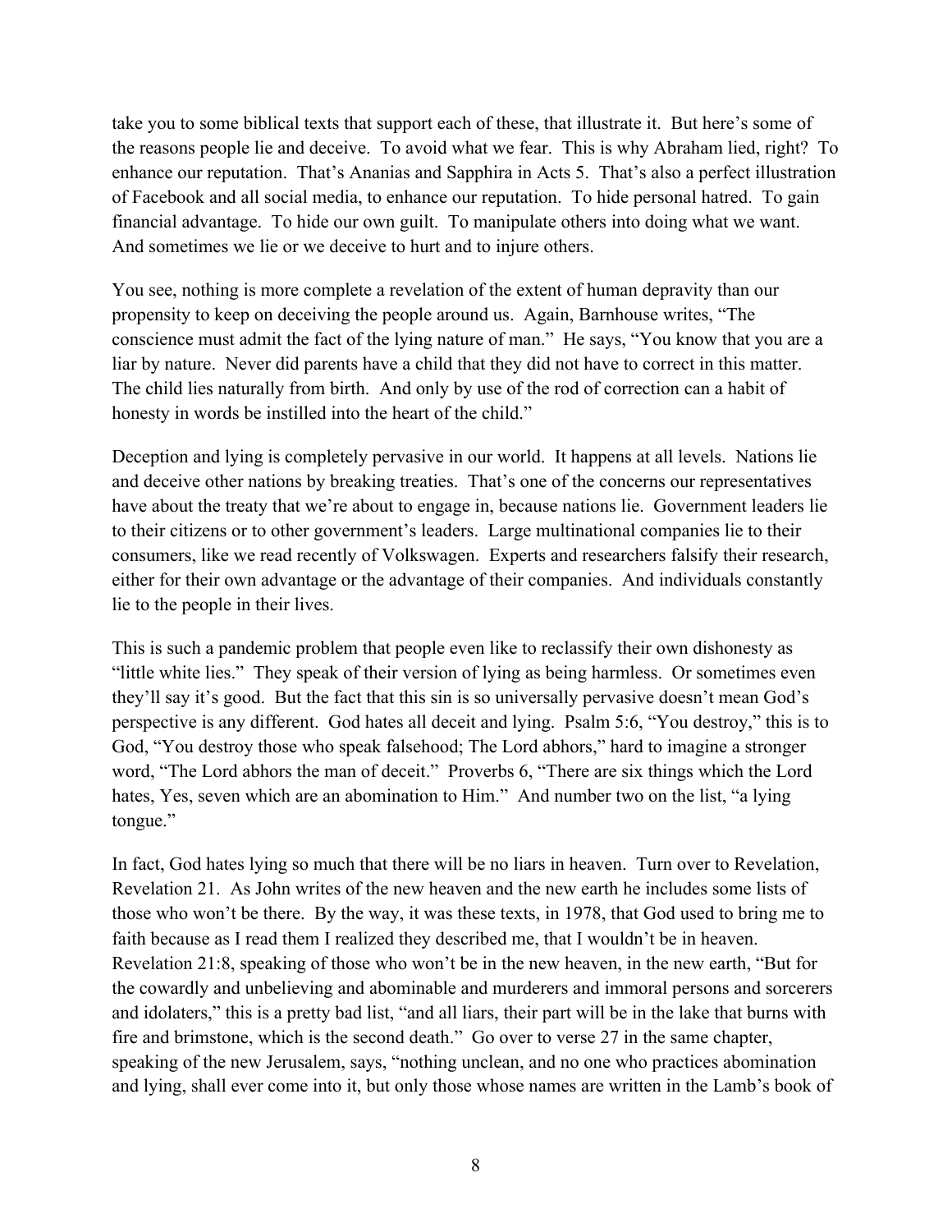take you to some biblical texts that support each of these, that illustrate it. But here's some of the reasons people lie and deceive. To avoid what we fear. This is why Abraham lied, right? To enhance our reputation. That's Ananias and Sapphira in Acts 5. That's also a perfect illustration of Facebook and all social media, to enhance our reputation. To hide personal hatred. To gain financial advantage. To hide our own guilt. To manipulate others into doing what we want. And sometimes we lie or we deceive to hurt and to injure others.

You see, nothing is more complete a revelation of the extent of human depravity than our propensity to keep on deceiving the people around us. Again, Barnhouse writes, "The conscience must admit the fact of the lying nature of man." He says, "You know that you are a liar by nature. Never did parents have a child that they did not have to correct in this matter. The child lies naturally from birth. And only by use of the rod of correction can a habit of honesty in words be instilled into the heart of the child."

Deception and lying is completely pervasive in our world. It happens at all levels. Nations lie and deceive other nations by breaking treaties. That's one of the concerns our representatives have about the treaty that we're about to engage in, because nations lie. Government leaders lie to their citizens or to other government's leaders. Large multinational companies lie to their consumers, like we read recently of Volkswagen. Experts and researchers falsify their research, either for their own advantage or the advantage of their companies. And individuals constantly lie to the people in their lives.

This is such a pandemic problem that people even like to reclassify their own dishonesty as "little white lies." They speak of their version of lying as being harmless. Or sometimes even they'll say it's good. But the fact that this sin is so universally pervasive doesn't mean God's perspective is any different. God hates all deceit and lying. Psalm 5:6, "You destroy," this is to God, "You destroy those who speak falsehood; The Lord abhors," hard to imagine a stronger word, "The Lord abhors the man of deceit." Proverbs 6, "There are six things which the Lord hates, Yes, seven which are an abomination to Him." And number two on the list, "a lying tongue."

In fact, God hates lying so much that there will be no liars in heaven. Turn over to Revelation, Revelation 21. As John writes of the new heaven and the new earth he includes some lists of those who won't be there. By the way, it was these texts, in 1978, that God used to bring me to faith because as I read them I realized they described me, that I wouldn't be in heaven. Revelation 21:8, speaking of those who won't be in the new heaven, in the new earth, "But for the cowardly and unbelieving and abominable and murderers and immoral persons and sorcerers and idolaters," this is a pretty bad list, "and all liars, their part will be in the lake that burns with fire and brimstone, which is the second death." Go over to verse 27 in the same chapter, speaking of the new Jerusalem, says, "nothing unclean, and no one who practices abomination and lying, shall ever come into it, but only those whose names are written in the Lamb's book of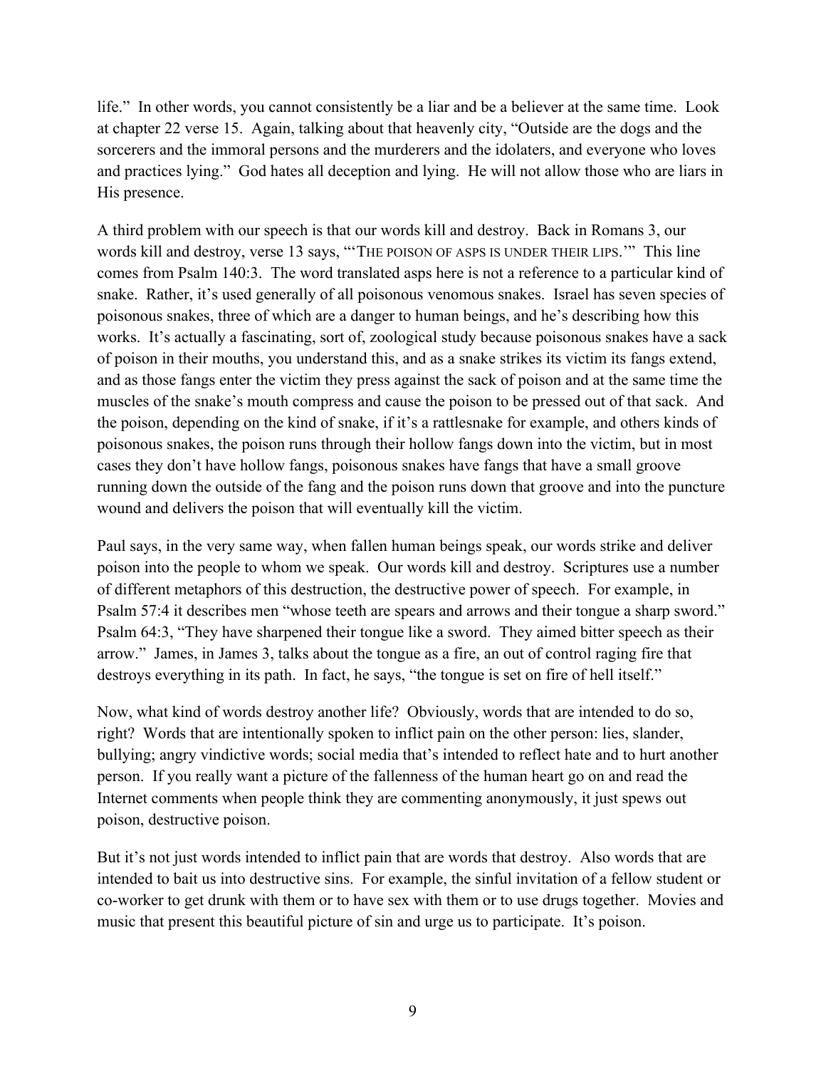life." In other words, you cannot consistently be a liar and be a believer at the same time. Look at chapter 22 verse 15. Again, talking about that heavenly city, "Outside are the dogs and the sorcerers and the immoral persons and the murderers and the idolaters, and everyone who loves and practices lying." God hates all deception and lying. He will not allow those who are liars in His presence.

A third problem with our speech is that our words kill and destroy. Back in Romans 3, our words kill and destroy, verse 13 says, "'THE POISON OF ASPS IS UNDER THEIR LIPS.'" This line comes from Psalm 140:3. The word translated asps here is not a reference to a particular kind of snake. Rather, it's used generally of all poisonous venomous snakes. Israel has seven species of poisonous snakes, three of which are a danger to human beings, and he's describing how this works. It's actually a fascinating, sort of, zoological study because poisonous snakes have a sack of poison in their mouths, you understand this, and as a snake strikes its victim its fangs extend, and as those fangs enter the victim they press against the sack of poison and at the same time the muscles of the snake's mouth compress and cause the poison to be pressed out of that sack. And the poison, depending on the kind of snake, if it's a rattlesnake for example, and others kinds of poisonous snakes, the poison runs through their hollow fangs down into the victim, but in most cases they don't have hollow fangs, poisonous snakes have fangs that have a small groove running down the outside of the fang and the poison runs down that groove and into the puncture wound and delivers the poison that will eventually kill the victim.

Paul says, in the very same way, when fallen human beings speak, our words strike and deliver poison into the people to whom we speak. Our words kill and destroy. Scriptures use a number of different metaphors of this destruction, the destructive power of speech. For example, in Psalm 57:4 it describes men "whose teeth are spears and arrows and their tongue a sharp sword." Psalm 64:3, "They have sharpened their tongue like a sword. They aimed bitter speech as their arrow." James, in James 3, talks about the tongue as a fire, an out of control raging fire that destroys everything in its path. In fact, he says, "the tongue is set on fire of hell itself."

Now, what kind of words destroy another life? Obviously, words that are intended to do so, right? Words that are intentionally spoken to inflict pain on the other person: lies, slander, bullying; angry vindictive words; social media that's intended to reflect hate and to hurt another person. If you really want a picture of the fallenness of the human heart go on and read the Internet comments when people think they are commenting anonymously, it just spews out poison, destructive poison.

But it's not just words intended to inflict pain that are words that destroy. Also words that are intended to bait us into destructive sins. For example, the sinful invitation of a fellow student or co-worker to get drunk with them or to have sex with them or to use drugs together. Movies and music that present this beautiful picture of sin and urge us to participate. It's poison.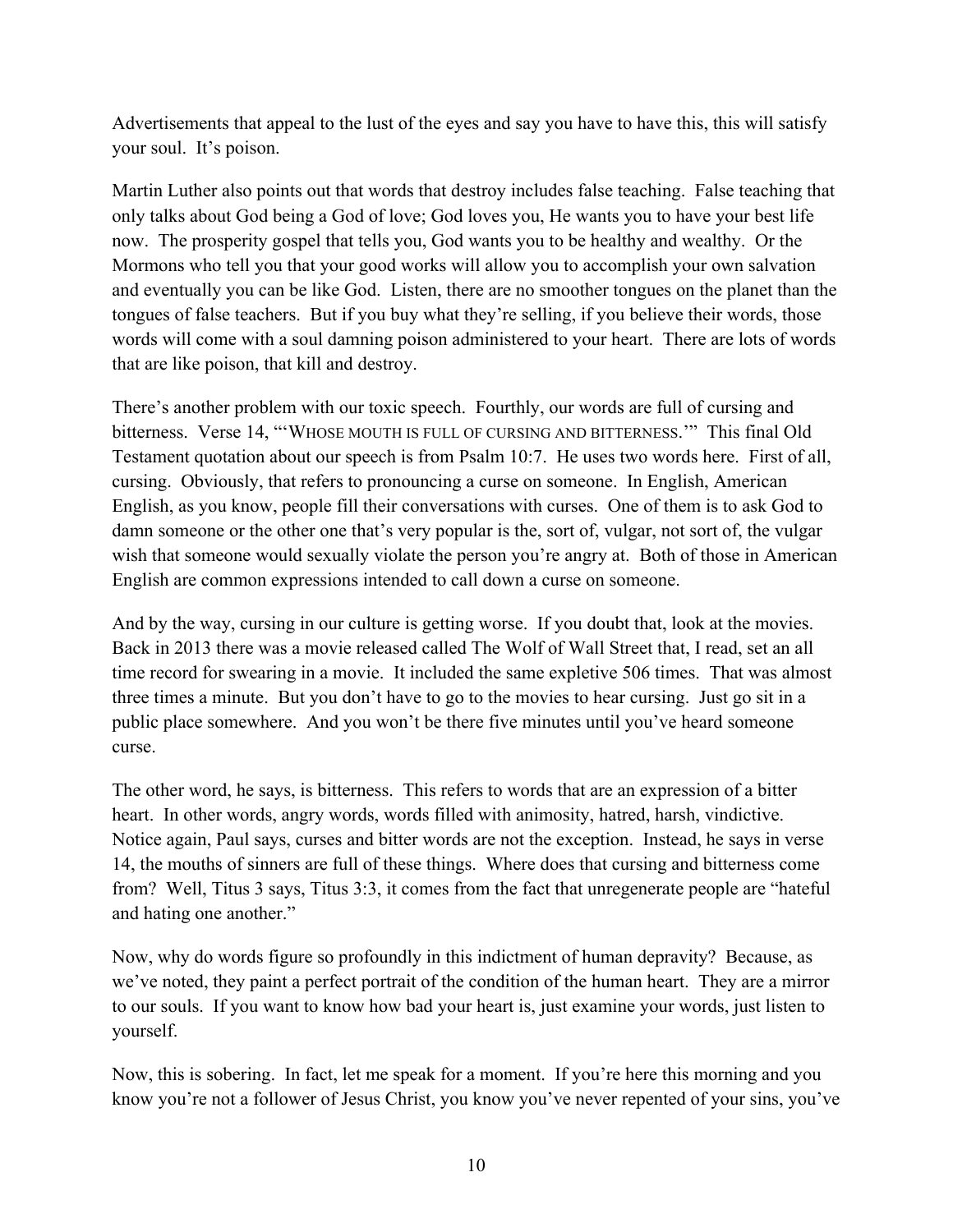Advertisements that appeal to the lust of the eyes and say you have to have this, this will satisfy your soul. It's poison.

Martin Luther also points out that words that destroy includes false teaching. False teaching that only talks about God being a God of love; God loves you, He wants you to have your best life now. The prosperity gospel that tells you, God wants you to be healthy and wealthy. Or the Mormons who tell you that your good works will allow you to accomplish your own salvation and eventually you can be like God. Listen, there are no smoother tongues on the planet than the tongues of false teachers. But if you buy what they're selling, if you believe their words, those words will come with a soul damning poison administered to your heart. There are lots of words that are like poison, that kill and destroy.

There's another problem with our toxic speech. Fourthly, our words are full of cursing and bitterness. Verse 14, "'WHOSE MOUTH IS FULL OF CURSING AND BITTERNESS.'" This final Old Testament quotation about our speech is from Psalm 10:7. He uses two words here. First of all, cursing. Obviously, that refers to pronouncing a curse on someone. In English, American English, as you know, people fill their conversations with curses. One of them is to ask God to damn someone or the other one that's very popular is the, sort of, vulgar, not sort of, the vulgar wish that someone would sexually violate the person you're angry at. Both of those in American English are common expressions intended to call down a curse on someone.

And by the way, cursing in our culture is getting worse. If you doubt that, look at the movies. Back in 2013 there was a movie released called The Wolf of Wall Street that, I read, set an all time record for swearing in a movie. It included the same expletive 506 times. That was almost three times a minute. But you don't have to go to the movies to hear cursing. Just go sit in a public place somewhere. And you won't be there five minutes until you've heard someone curse.

The other word, he says, is bitterness. This refers to words that are an expression of a bitter heart. In other words, angry words, words filled with animosity, hatred, harsh, vindictive. Notice again, Paul says, curses and bitter words are not the exception. Instead, he says in verse 14, the mouths of sinners are full of these things. Where does that cursing and bitterness come from? Well, Titus 3 says, Titus 3:3, it comes from the fact that unregenerate people are "hateful and hating one another."

Now, why do words figure so profoundly in this indictment of human depravity? Because, as we've noted, they paint a perfect portrait of the condition of the human heart. They are a mirror to our souls. If you want to know how bad your heart is, just examine your words, just listen to yourself.

Now, this is sobering. In fact, let me speak for a moment. If you're here this morning and you know you're not a follower of Jesus Christ, you know you've never repented of your sins, you've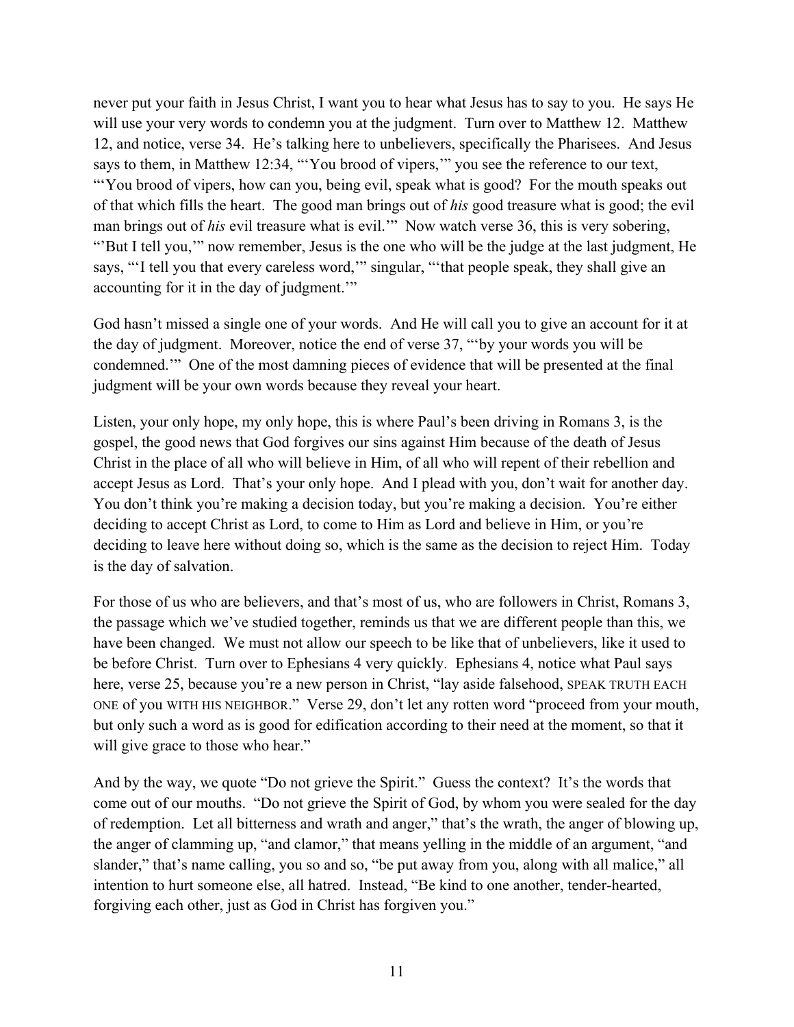never put your faith in Jesus Christ, I want you to hear what Jesus has to say to you. He says He will use your very words to condemn you at the judgment. Turn over to Matthew 12. Matthew 12, and notice, verse 34. He's talking here to unbelievers, specifically the Pharisees. And Jesus says to them, in Matthew 12:34, "'You brood of vipers,'" you see the reference to our text, "'You brood of vipers, how can you, being evil, speak what is good? For the mouth speaks out of that which fills the heart. The good man brings out of *his* good treasure what is good; the evil man brings out of *his* evil treasure what is evil.'" Now watch verse 36, this is very sobering, "'But I tell you,'" now remember, Jesus is the one who will be the judge at the last judgment, He says, "'I tell you that every careless word,'" singular, "'that people speak, they shall give an accounting for it in the day of judgment.'"

God hasn't missed a single one of your words. And He will call you to give an account for it at the day of judgment. Moreover, notice the end of verse 37, "'by your words you will be condemned.'" One of the most damning pieces of evidence that will be presented at the final judgment will be your own words because they reveal your heart.

Listen, your only hope, my only hope, this is where Paul's been driving in Romans 3, is the gospel, the good news that God forgives our sins against Him because of the death of Jesus Christ in the place of all who will believe in Him, of all who will repent of their rebellion and accept Jesus as Lord. That's your only hope. And I plead with you, don't wait for another day. You don't think you're making a decision today, but you're making a decision. You're either deciding to accept Christ as Lord, to come to Him as Lord and believe in Him, or you're deciding to leave here without doing so, which is the same as the decision to reject Him. Today is the day of salvation.

For those of us who are believers, and that's most of us, who are followers in Christ, Romans 3, the passage which we've studied together, reminds us that we are different people than this, we have been changed. We must not allow our speech to be like that of unbelievers, like it used to be before Christ. Turn over to Ephesians 4 very quickly. Ephesians 4, notice what Paul says here, verse 25, because you're a new person in Christ, "lay aside falsehood, SPEAK TRUTH EACH ONE of you WITH HIS NEIGHBOR." Verse 29, don't let any rotten word "proceed from your mouth, but only such a word as is good for edification according to their need at the moment, so that it will give grace to those who hear."

And by the way, we quote "Do not grieve the Spirit." Guess the context? It's the words that come out of our mouths. "Do not grieve the Spirit of God, by whom you were sealed for the day of redemption. Let all bitterness and wrath and anger," that's the wrath, the anger of blowing up, the anger of clamming up, "and clamor," that means yelling in the middle of an argument, "and slander," that's name calling, you so and so, "be put away from you, along with all malice," all intention to hurt someone else, all hatred. Instead, "Be kind to one another, tender-hearted, forgiving each other, just as God in Christ has forgiven you."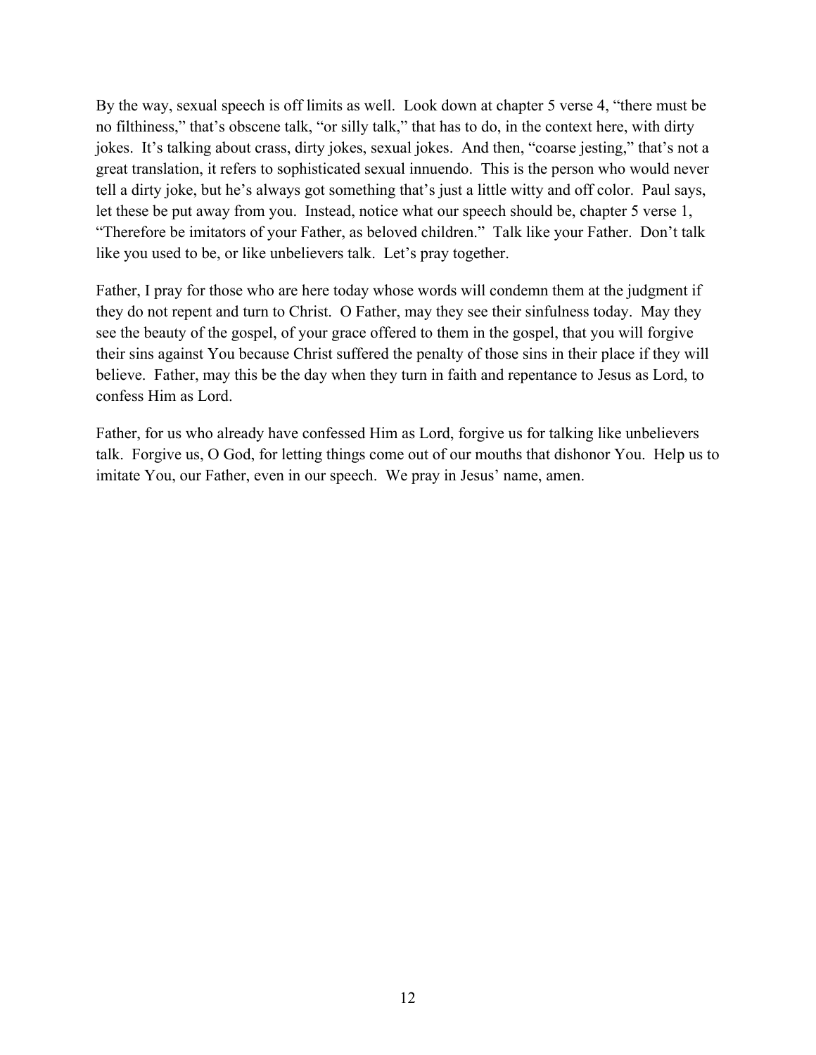By the way, sexual speech is off limits as well. Look down at chapter 5 verse 4, "there must be no filthiness," that's obscene talk, "or silly talk," that has to do, in the context here, with dirty jokes. It's talking about crass, dirty jokes, sexual jokes. And then, "coarse jesting," that's not a great translation, it refers to sophisticated sexual innuendo. This is the person who would never tell a dirty joke, but he's always got something that's just a little witty and off color. Paul says, let these be put away from you. Instead, notice what our speech should be, chapter 5 verse 1, "Therefore be imitators of your Father, as beloved children." Talk like your Father. Don't talk like you used to be, or like unbelievers talk. Let's pray together.

Father, I pray for those who are here today whose words will condemn them at the judgment if they do not repent and turn to Christ. O Father, may they see their sinfulness today. May they see the beauty of the gospel, of your grace offered to them in the gospel, that you will forgive their sins against You because Christ suffered the penalty of those sins in their place if they will believe. Father, may this be the day when they turn in faith and repentance to Jesus as Lord, to confess Him as Lord.

Father, for us who already have confessed Him as Lord, forgive us for talking like unbelievers talk. Forgive us, O God, for letting things come out of our mouths that dishonor You. Help us to imitate You, our Father, even in our speech. We pray in Jesus' name, amen.